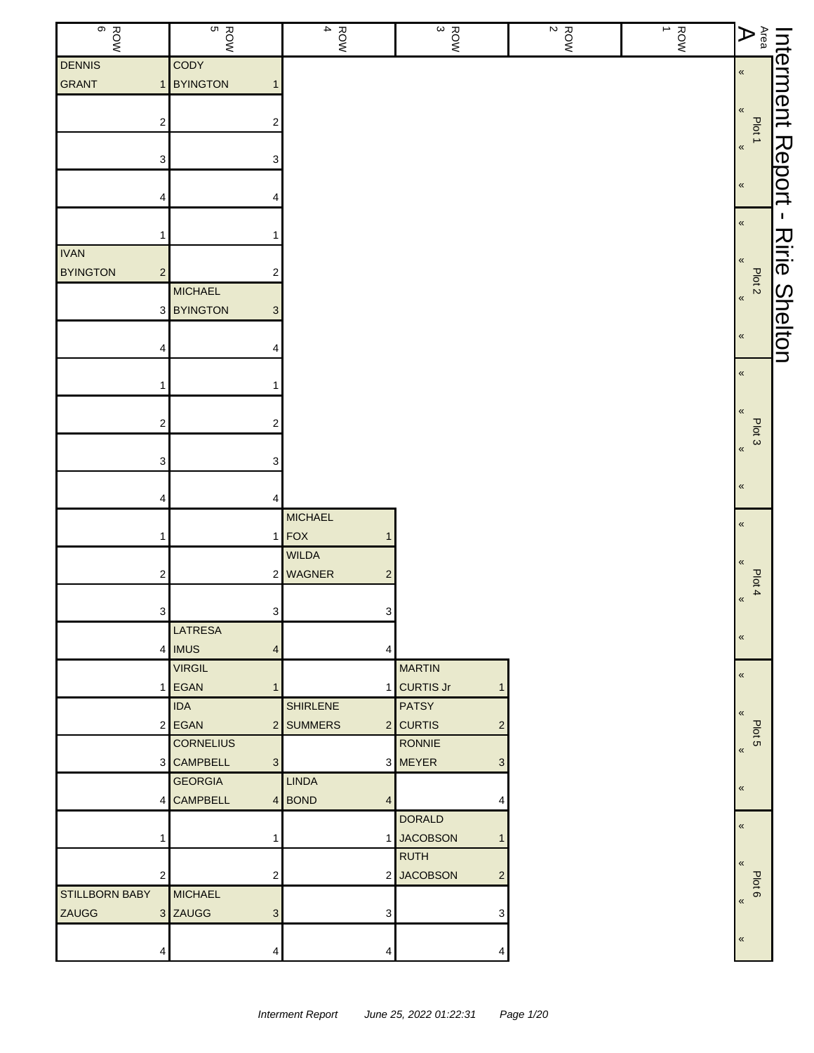# Interment Report - Ririe Shelton

Area A

| Plot | Space | ROW 6 | ROW 5 | ROW 4 | ROW 3 | ROW 2 | ROW 1 |
|---|---|---|---|---|---|---|---|
| Plot 1 | 1 | DENNIS GRANT | CODY BYINGTON | | | | |
| Plot 1 | 2 | | | | | | |
| Plot 1 | 3 | | | | | | |
| Plot 1 | 4 | | | | | | |
| Plot 2 | 1 | | | | | | |
| Plot 2 | 2 | IVAN BYINGTON | | | | | |
| Plot 2 | 3 | | MICHAEL BYINGTON | | | | |
| Plot 2 | 4 | | | | | | |
| Plot 3 | 1 | | | | | | |
| Plot 3 | 2 | | | | | | |
| Plot 3 | 3 | | | | | | |
| Plot 3 | 4 | | | | | | |
| Plot 4 | 1 | | | MICHAEL FOX | | | |
| Plot 4 | 2 | | | WILDA WAGNER | | | |
| Plot 4 | 3 | | | | | | |
| Plot 4 | 4 | | LATRESA IMUS | | | | |
| Plot 5 | 1 | | VIRGIL EGAN | | MARTIN CURTIS Jr | | |
| Plot 5 | 2 | | IDA EGAN | SHIRLENE SUMMERS | PATSY CURTIS | | |
| Plot 5 | 3 | | CORNELIUS CAMPBELL | | RONNIE MEYER | | |
| Plot 5 | 4 | | GEORGIA CAMPBELL | LINDA BOND | | | |
| Plot 6 | 1 | | | | DORALD JACOBSON | | |
| Plot 6 | 2 | | | | RUTH JACOBSON | | |
| Plot 6 | 3 | STILLBORN BABY ZAUGG | MICHAEL ZAUGG | | | | |
| Plot 6 | 4 | | | | | | |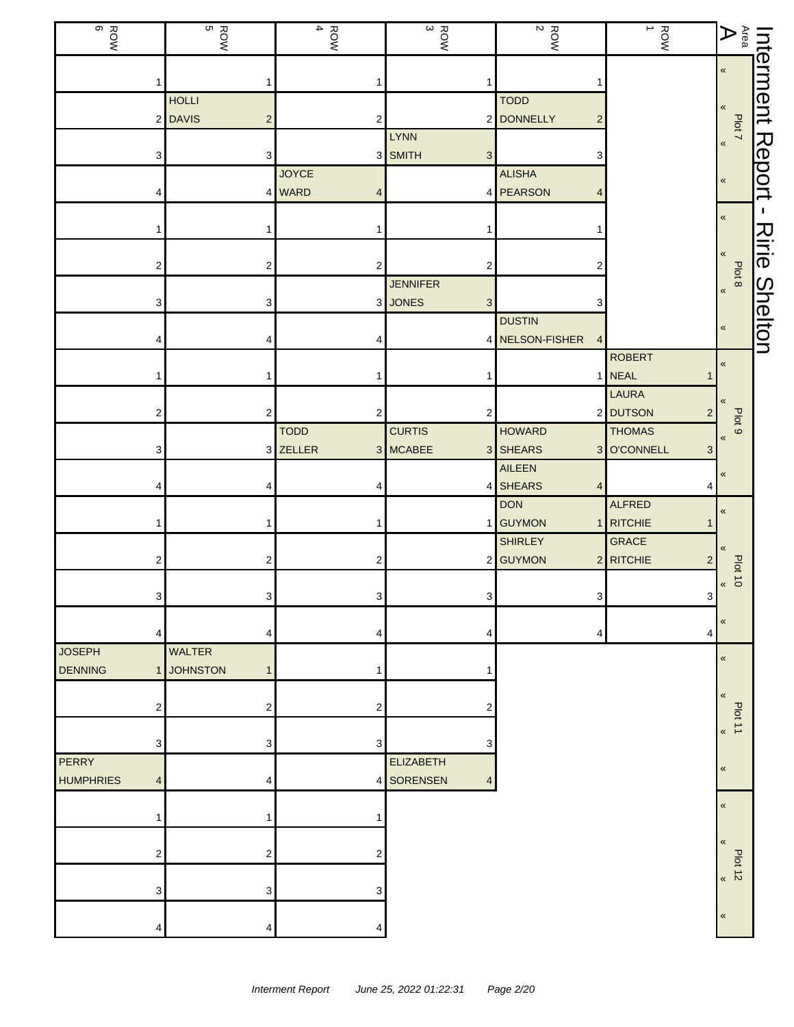# Interment Report - Ririe Shelton

**Area A**

| Plot | ROW 6 | ROW 5 | ROW 4 | ROW 3 | ROW 2 | ROW 1 |
|---|---|---|---|---|---|---|
| Plot 7 | 1 | 1 | 1 | 1 | 1 | |
| | 2 | HOLLI DAVIS 2 | 2 | 2 | TODD DONNELLY 2 | |
| | 3 | 3 | 3 | LYNN SMITH 3 | 3 | |
| | 4 | 4 | JOYCE WARD 4 | 4 | ALISHA PEARSON 4 | |
| Plot 8 | 1 | 1 | 1 | 1 | 1 | |
| | 2 | 2 | 2 | 2 | 2 | |
| | 3 | 3 | 3 | JENNIFER JONES 3 | 3 | |
| | 4 | 4 | 4 | 4 | DUSTIN NELSON-FISHER 4 | |
| Plot 9 | 1 | 1 | 1 | 1 | 1 | ROBERT NEAL 1 |
| | 2 | 2 | 2 | 2 | 2 | LAURA DUTSON 2 |
| | 3 | 3 | TODD ZELLER 3 | CURTIS MCABEE 3 | HOWARD SHEARS 3 | THOMAS O'CONNELL 3 |
| | 4 | 4 | 4 | 4 | AILEEN SHEARS 4 | 4 |
| Plot 10 | 1 | 1 | 1 | 1 | DON GUYMON 1 | ALFRED RITCHIE 1 |
| | 2 | 2 | 2 | 2 | SHIRLEY GUYMON 2 | GRACE RITCHIE 2 |
| | 3 | 3 | 3 | 3 | 3 | 3 |
| | 4 | 4 | 4 | 4 | 4 | 4 |
| Plot 11 | JOSEPH DENNING 1 | WALTER JOHNSTON 1 | 1 | 1 | | |
| | 2 | 2 | 2 | 2 | | |
| | 3 | 3 | 3 | 3 | | |
| | PERRY HUMPHRIES 4 | 4 | 4 | ELIZABETH SORENSEN 4 | | |
| Plot 12 | 1 | 1 | 1 | | | |
| | 2 | 2 | 2 | | | |
| | 3 | 3 | 3 | | | |
| | 4 | 4 | 4 | | | |

*Interment Report June 25, 2022 01:22:31*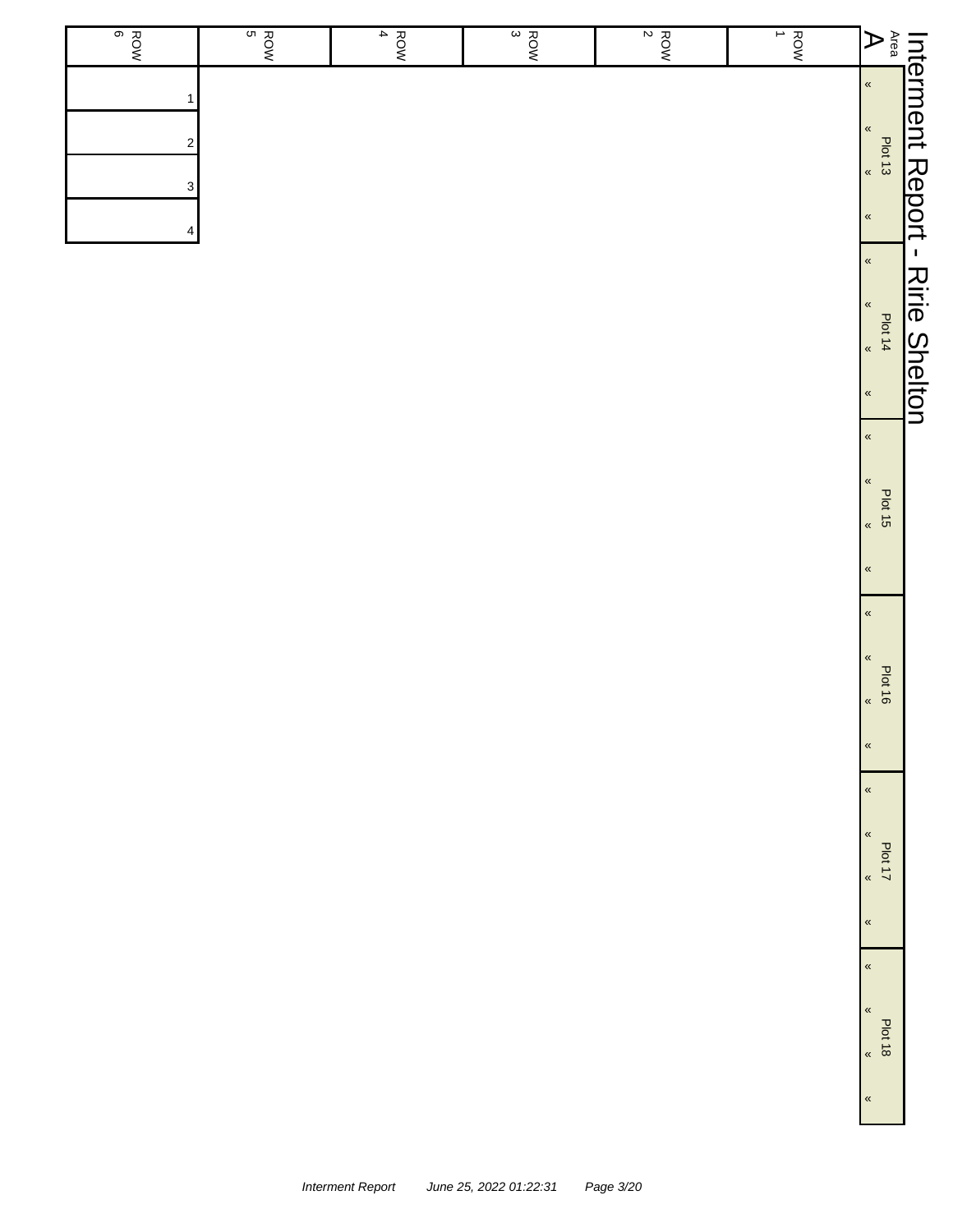# Interment Report - Ririe Shelton

Area A

| | ROW 1 | ROW 2 | ROW 3 | ROW 4 | ROW 5 | ROW 6 |
|---|---|---|---|---|---|---|
| Plot 13 | « « « « | | | | | 1 2 3 4 |
| Plot 14 | « « « « | | | | | |
| Plot 15 | « « « « | | | | | |
| Plot 16 | « « « « | | | | | |
| Plot 17 | « « « « | | | | | |
| Plot 18 | « « « « | | | | | |

*Interment Report June 25, 2022 01:22:31*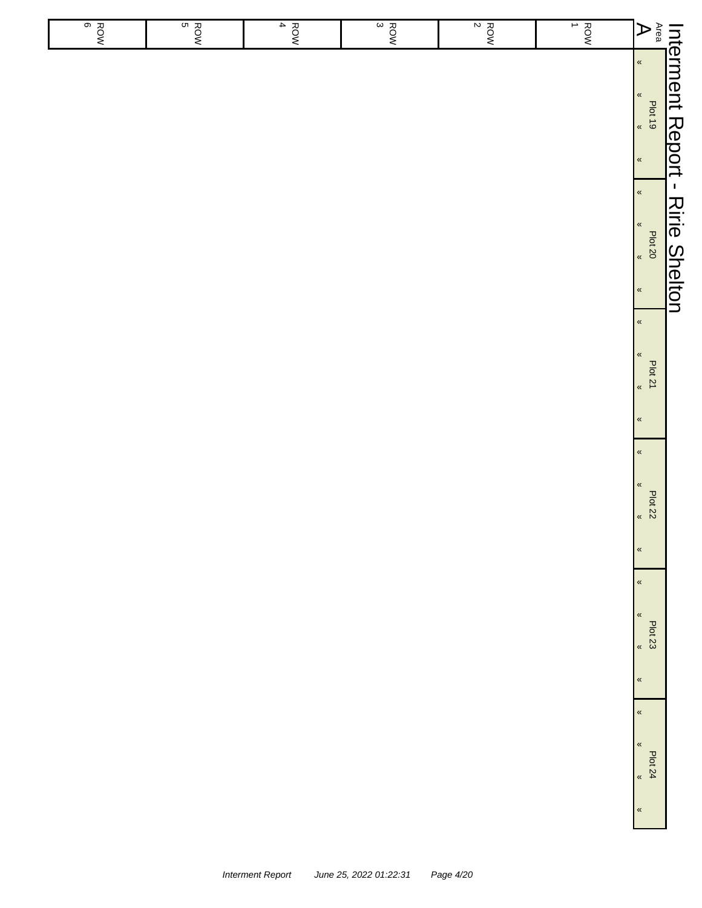# Interment Report - Ririe Shelton

| Area A | ROW 1 | ROW 2 | ROW 3 | ROW 4 | ROW 5 | ROW 6 |
|---|---|---|---|---|---|---|
| Plot 19 « « « « | | | | | | |
| Plot 20 « « « « | | | | | | |
| Plot 21 « « « « | | | | | | |
| Plot 22 « « « « | | | | | | |
| Plot 23 « « « « | | | | | | |
| Plot 24 « « « « | | | | | | |

*Interment Report June 25, 2022 01:22:31*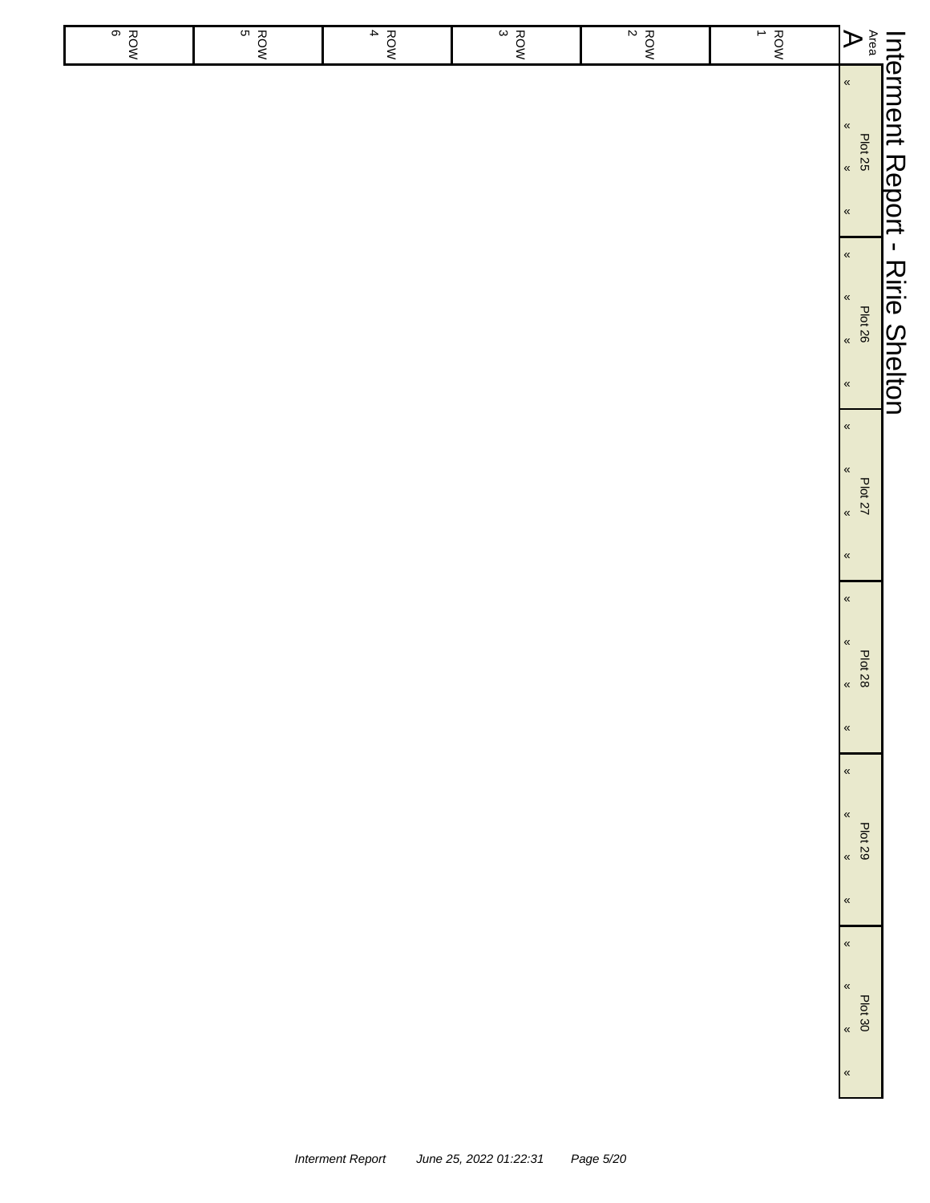# Interment Report - Ririe Shelton

| Area A | ROW 1 | ROW 2 | ROW 3 | ROW 4 | ROW 5 | ROW 6 |
|---|---|---|---|---|---|---|
| Plot 25 « « « « | | | | | | |
| Plot 26 « « « « | | | | | | |
| Plot 27 « « « « | | | | | | |
| Plot 28 « « « « | | | | | | |
| Plot 29 « « « « | | | | | | |
| Plot 30 « « « « | | | | | | |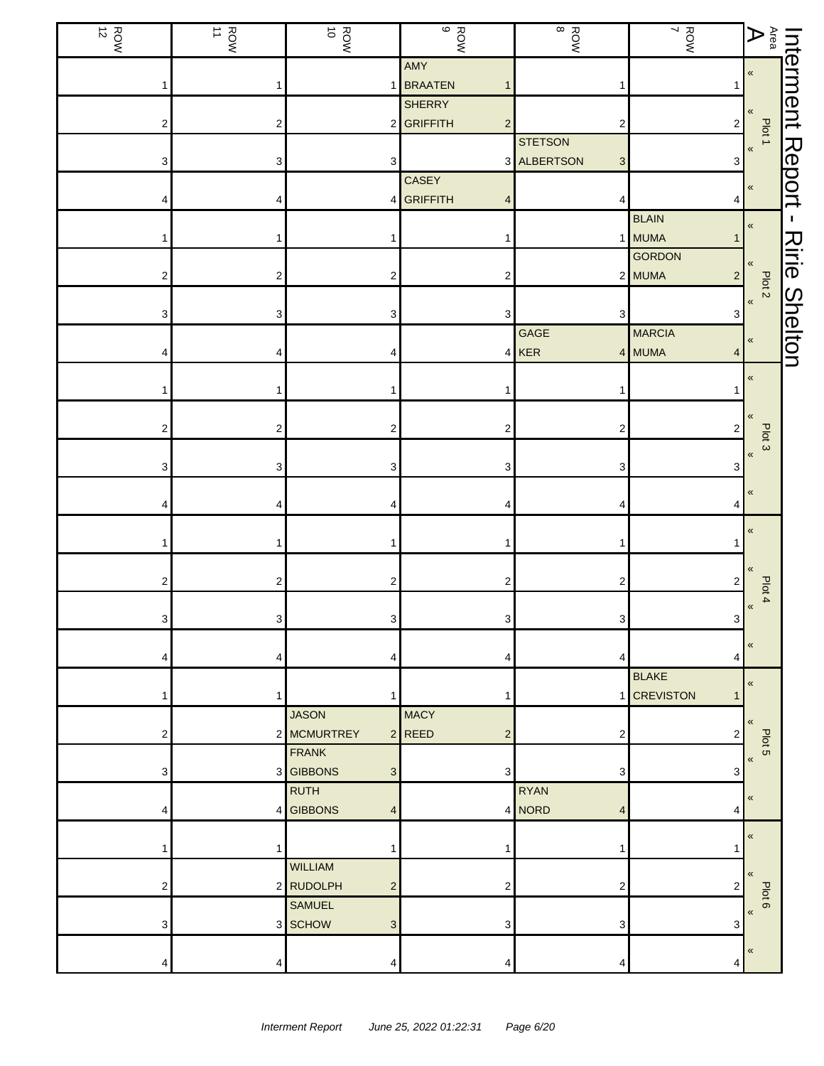# Interment Report - Ririe Shelton

| Area A | ROW 7 | ROW 8 | ROW 9 | ROW 10 | ROW 11 | ROW 12 |
|---|---|---|---|---|---|---|
| Plot 1 « | 1 | 1 | AMY BRAATEN 1 | 1 | 1 | 1 |
| « | 2 | 2 | SHERRY GRIFFITH 2 | 2 | 2 | 2 |
| « | 3 | STETSON ALBERTSON 3 | 3 | 3 | 3 | 3 |
| « | 4 | 4 | CASEY GRIFFITH 4 | 4 | 4 | 4 |
| Plot 2 « | BLAIN MUMA 1 | 1 | 1 | 1 | 1 | 1 |
| « | GORDON MUMA 2 | 2 | 2 | 2 | 2 | 2 |
| « | 3 | 3 | 3 | 3 | 3 | 3 |
| « | MARCIA MUMA 4 | GAGE KER 4 | 4 | 4 | 4 | 4 |
| Plot 3 « | 1 | 1 | 1 | 1 | 1 | 1 |
| « | 2 | 2 | 2 | 2 | 2 | 2 |
| « | 3 | 3 | 3 | 3 | 3 | 3 |
| « | 4 | 4 | 4 | 4 | 4 | 4 |
| Plot 4 « | 1 | 1 | 1 | 1 | 1 | 1 |
| « | 2 | 2 | 2 | 2 | 2 | 2 |
| « | 3 | 3 | 3 | 3 | 3 | 3 |
| « | 4 | 4 | 4 | 4 | 4 | 4 |
| Plot 5 « | BLAKE CREVISTON 1 | 1 | 1 | 1 | 1 | 1 |
| « | 2 | 2 | MACY REED 2 | JASON MCMURTREY 2 | 2 | 2 |
| « | 3 | 3 | 3 | FRANK GIBBONS 3 | 3 | 3 |
| « | 4 | RYAN NORD 4 | 4 | RUTH GIBBONS 4 | 4 | 4 |
| Plot 6 « | 1 | 1 | 1 | 1 | 1 | 1 |
| « | 2 | 2 | 2 | WILLIAM RUDOLPH 2 | 2 | 2 |
| « | 3 | 3 | 3 | SAMUEL SCHOW 3 | 3 | 3 |
| « | 4 | 4 | 4 | 4 | 4 | 4 |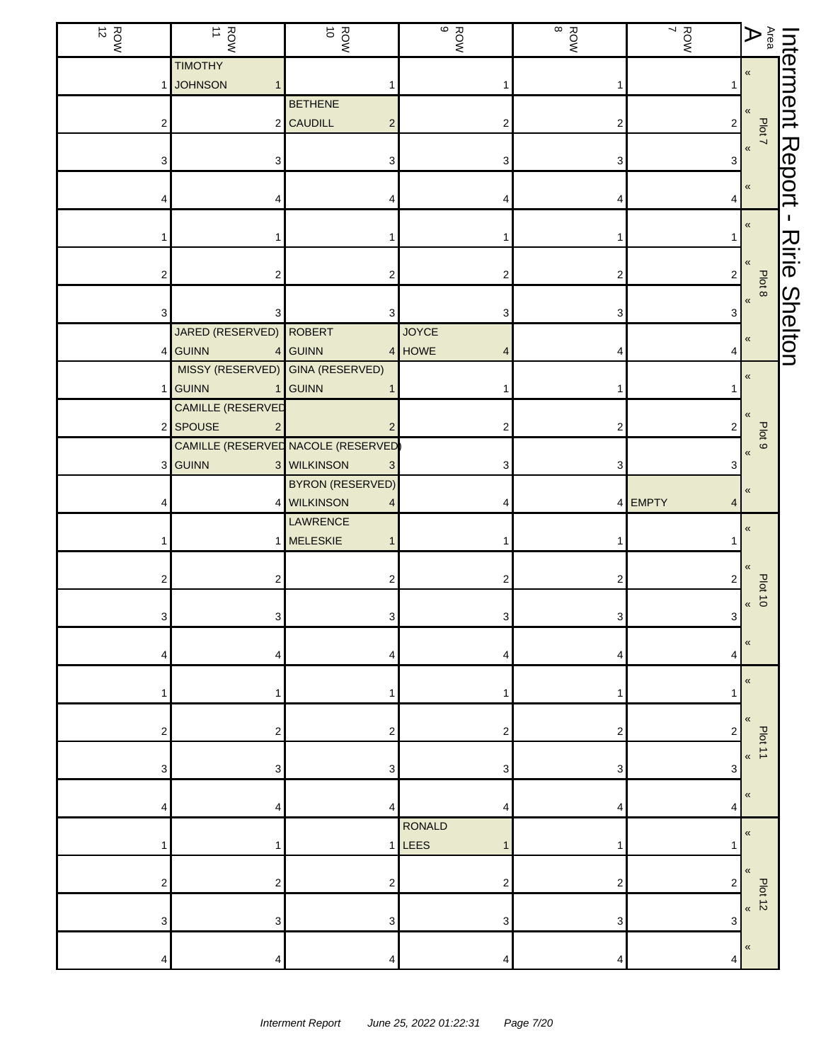# Interment Report - Ririe Shelton

| ROW 12 | ROW 11 | ROW 10 | ROW 9 | ROW 8 | ROW 7 | Area A |
|---|---|---|---|---|---|---|
| 1 | TIMOTHY JOHNSON 1 | 1 | 1 | 1 | 1 | « Plot 7 |
| 2 | 2 | BETHENE CAUDILL 2 | 2 | 2 | 2 | « |
| 3 | 3 | 3 | 3 | 3 | 3 | « |
| 4 | 4 | 4 | 4 | 4 | 4 | « |
| 1 | 1 | 1 | 1 | 1 | 1 | « Plot 8 |
| 2 | 2 | 2 | 2 | 2 | 2 | « |
| 3 | 3 | 3 | 3 | 3 | 3 | « |
| 4 | JARED (RESERVED) GUINN 4 | ROBERT GUINN 4 | JOYCE HOWE 4 | 4 | 4 | « |
| 1 | MISSY (RESERVED) GUINN 1 | GINA (RESERVED) GUINN 1 | 1 | 1 | 1 | « Plot 9 |
| 2 | CAMILLE (RESERVED SPOUSE 2 | 2 | 2 | 2 | 2 | « |
| 3 | CAMILLE (RESERVED GUINN 3 | NACOLE (RESERVED) WILKINSON 3 | 3 | 3 | 3 | « |
| 4 | 4 | BYRON (RESERVED) WILKINSON 4 | 4 | 4 | EMPTY 4 | « |
| 1 | 1 | LAWRENCE MELESKIE 1 | 1 | 1 | 1 | « Plot 10 |
| 2 | 2 | 2 | 2 | 2 | 2 | « |
| 3 | 3 | 3 | 3 | 3 | 3 | « |
| 4 | 4 | 4 | 4 | 4 | 4 | « |
| 1 | 1 | 1 | 1 | 1 | 1 | « Plot 11 |
| 2 | 2 | 2 | 2 | 2 | 2 | « |
| 3 | 3 | 3 | 3 | 3 | 3 | « |
| 4 | 4 | 4 | 4 | 4 | 4 | « |
| 1 | 1 | 1 | RONALD LEES 1 | 1 | 1 | « Plot 12 |
| 2 | 2 | 2 | 2 | 2 | 2 | « |
| 3 | 3 | 3 | 3 | 3 | 3 | « |
| 4 | 4 | 4 | 4 | 4 | 4 | « |

*Interment Report June 25, 2022 01:22:31*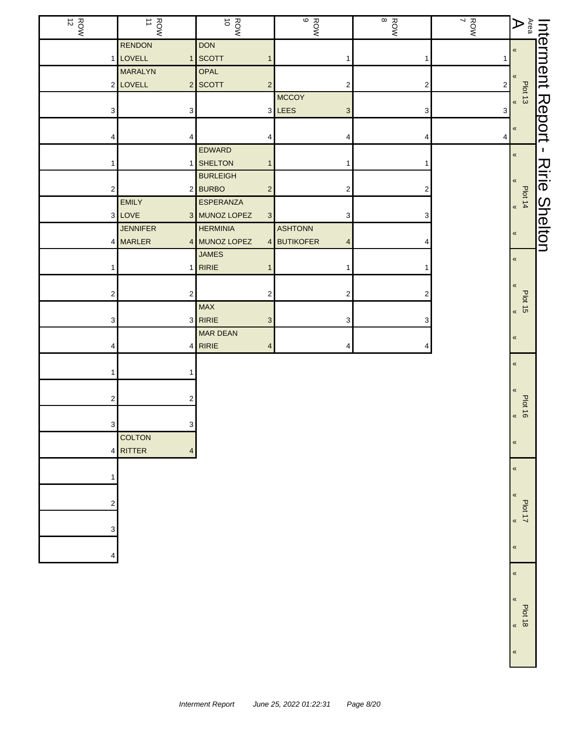# Interment Report - Ririe Shelton

Area A

| Plot | Pos | ROW 7 | ROW 8 | ROW 9 | ROW 10 | ROW 11 | ROW 12 |
|---|---|---|---|---|---|---|---|
| Plot 13 | 1 | | | | DON SCOTT | RENDON LOVELL | |
| Plot 13 | 2 | | | | OPAL SCOTT | MARALYN LOVELL | |
| Plot 13 | 3 | | | MCCOY LEES | | | |
| Plot 13 | 4 | | | | | | |
| Plot 14 | 1 | | | | EDWARD SHELTON | | |
| Plot 14 | 2 | | | | BURLEIGH BURBO | | |
| Plot 14 | 3 | | | | ESPERANZA MUNOZ LOPEZ | EMILY LOVE | |
| Plot 14 | 4 | | | ASHTONN BUTIKOFER | HERMINIA MUNOZ LOPEZ | JENNIFER MARLER | |
| Plot 15 | 1 | | | | JAMES RIRIE | | |
| Plot 15 | 2 | | | | | | |
| Plot 15 | 3 | | | | MAX RIRIE | | |
| Plot 15 | 4 | | | | MAR DEAN RIRIE | | |
| Plot 16 | 1 | | | | | | |
| Plot 16 | 2 | | | | | | |
| Plot 16 | 3 | | | | | | |
| Plot 16 | 4 | | | | | COLTON RITTER | |
| Plot 17 | 1 | | | | | | |
| Plot 17 | 2 | | | | | | |
| Plot 17 | 3 | | | | | | |
| Plot 17 | 4 | | | | | | |
| Plot 18 | | | | | | | |

*Interment Report June 25, 2022 01:22:31*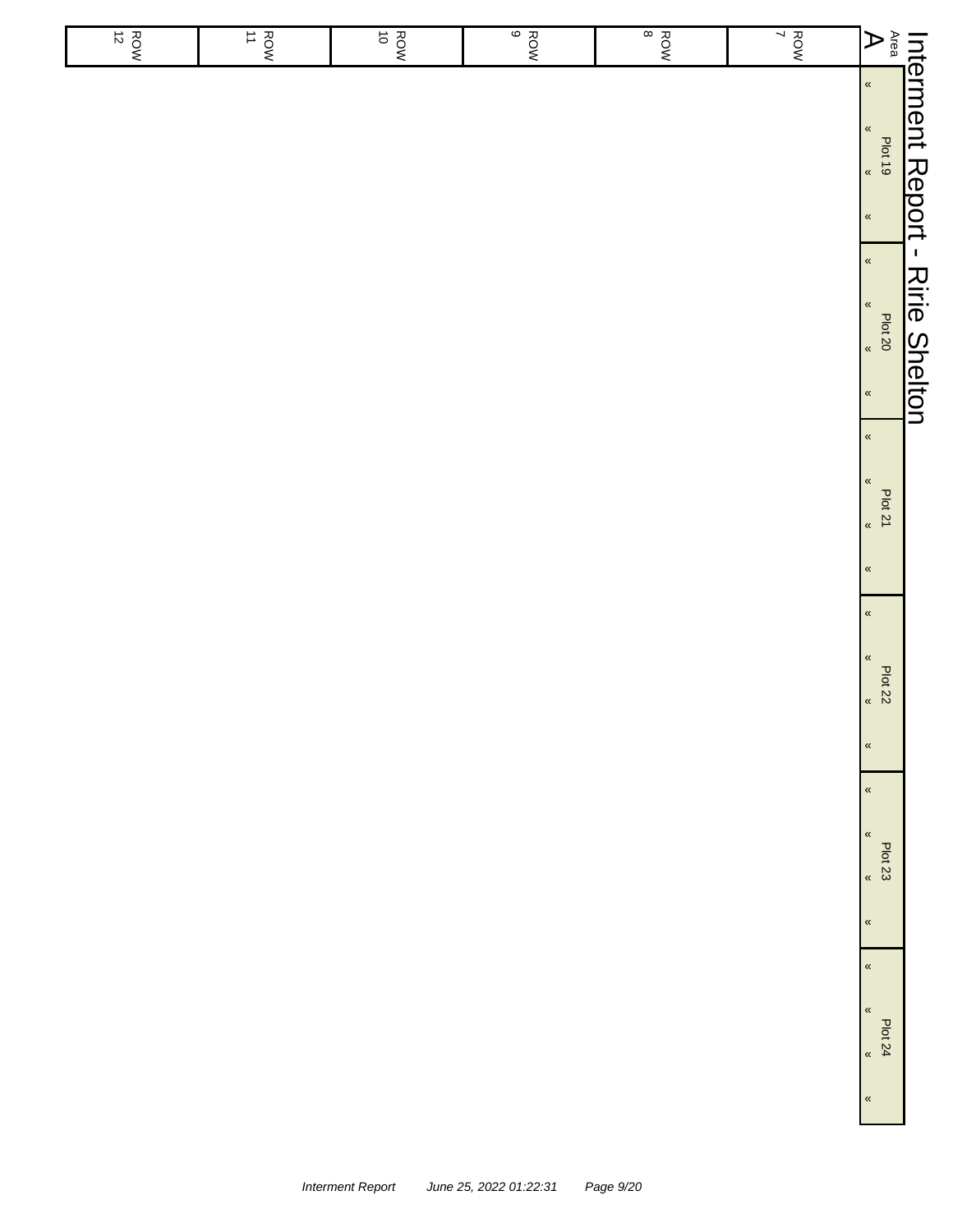# Interment Report - Ririe Shelton

| Area A | ROW 7 | ROW 8 | ROW 9 | ROW 10 | ROW 11 | ROW 12 |
|---|---|---|---|---|---|---|
| Plot 19 « « « « | | | | | | |
| Plot 20 « « « « | | | | | | |
| Plot 21 « « « « | | | | | | |
| Plot 22 « « « « | | | | | | |
| Plot 23 « « « « | | | | | | |
| Plot 24 « « « « | | | | | | |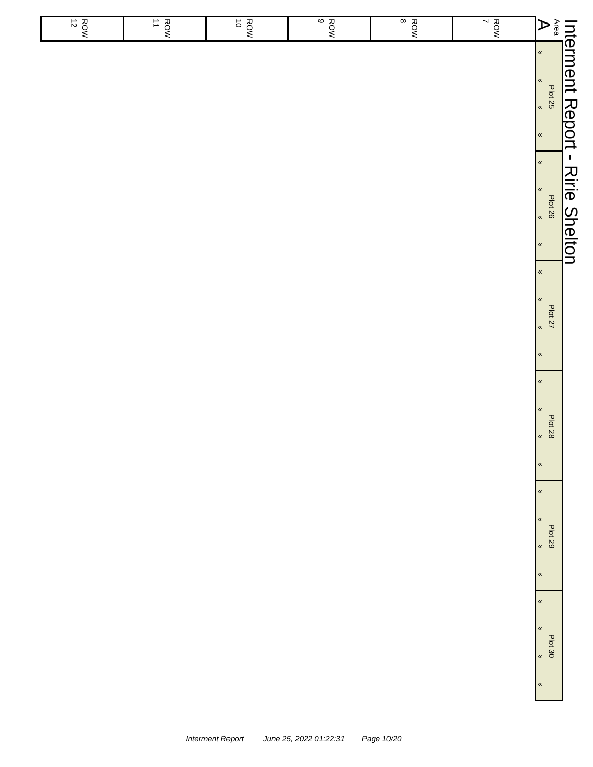# Interment Report - Ririe Shelton

| Area A | ROW 7 | ROW 8 | ROW 9 | ROW 10 | ROW 11 | ROW 12 |
|---|---|---|---|---|---|---|
| Plot 25 « « « « | | | | | | |
| Plot 26 « « « « | | | | | | |
| Plot 27 « « « « | | | | | | |
| Plot 28 « « « « | | | | | | |
| Plot 29 « « « « | | | | | | |
| Plot 30 « « « « | | | | | | |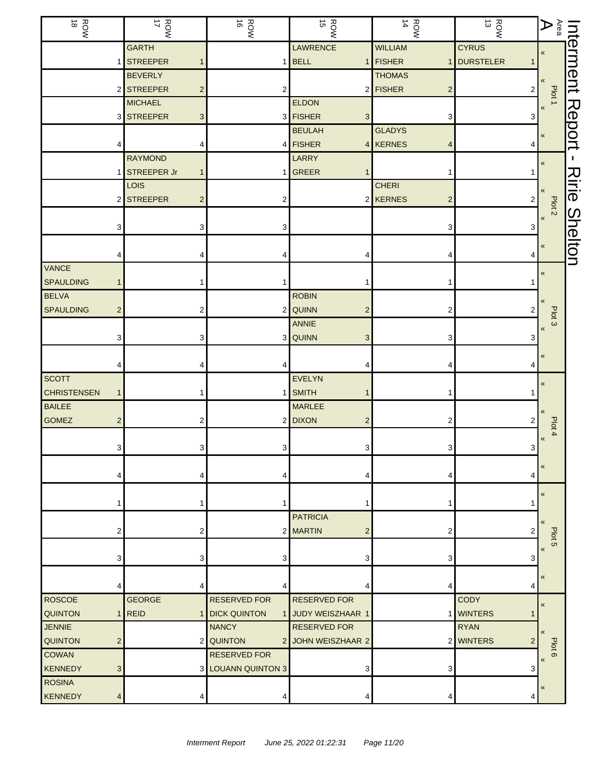# Interment Report - Ririe Shelton

| Area A | ROW 13 | ROW 14 | ROW 15 | ROW 16 | ROW 17 | ROW 18 |
|---|---|---|---|---|---|---|
| Plot 1 | CYRUS DURSTELER 1 | WILLIAM FISHER 1 | LAWRENCE BELL 1 | 1 | GARTH STREEPER 1 | 1 |
| | 2 | THOMAS FISHER 2 | 2 | 2 | BEVERLY STREEPER 2 | 2 |
| | 3 | 3 | ELDON FISHER 3 | 3 | MICHAEL STREEPER 3 | 3 |
| | 4 | GLADYS KERNES 4 | BEULAH FISHER 4 | 4 | 4 | 4 |
| Plot 2 | 1 | 1 | LARRY GREER 1 | 1 | RAYMOND STREEPER Jr 1 | 1 |
| | 2 | CHERI KERNES 2 | 2 | 2 | LOIS STREEPER 2 | 2 |
| | 3 | 3 | | 3 | 3 | 3 |
| | 4 | 4 | 4 | 4 | 4 | 4 |
| Plot 3 | 1 | 1 | 1 | 1 | 1 | VANCE SPAULDING 1 |
| | 2 | 2 | ROBIN QUINN 2 | 2 | 2 | BELVA SPAULDING 2 |
| | 3 | 3 | ANNIE QUINN 3 | 3 | 3 | 3 |
| | 4 | 4 | 4 | 4 | 4 | 4 |
| Plot 4 | 1 | 1 | EVELYN SMITH 1 | 1 | 1 | SCOTT CHRISTENSEN 1 |
| | 2 | 2 | MARLEE DIXON 2 | 2 | 2 | BAILEE GOMEZ 2 |
| | 3 | 3 | 3 | 3 | 3 | 3 |
| | 4 | 4 | 4 | 4 | 4 | 4 |
| Plot 5 | 1 | 1 | 1 | 1 | 1 | 1 |
| | 2 | 2 | PATRICIA MARTIN 2 | 2 | 2 | 2 |
| | 3 | 3 | 3 | 3 | 3 | 3 |
| | 4 | 4 | 4 | 4 | 4 | 4 |
| Plot 6 | CODY WINTERS 1 | 1 | RESERVED FOR JUDY WEISZHAAR 1 | RESERVED FOR DICK QUINTON 1 | GEORGE REID 1 | ROSCOE QUINTON 1 |
| | RYAN WINTERS 2 | 2 | RESERVED FOR JOHN WEISZHAAR 2 | NANCY QUINTON 2 | 2 | JENNIE QUINTON 2 |
| | 3 | 3 | 3 | RESERVED FOR LOUANN QUINTON 3 | 3 | COWAN KENNEDY 3 |
| | 4 | 4 | 4 | 4 | 4 | ROSINA KENNEDY 4 |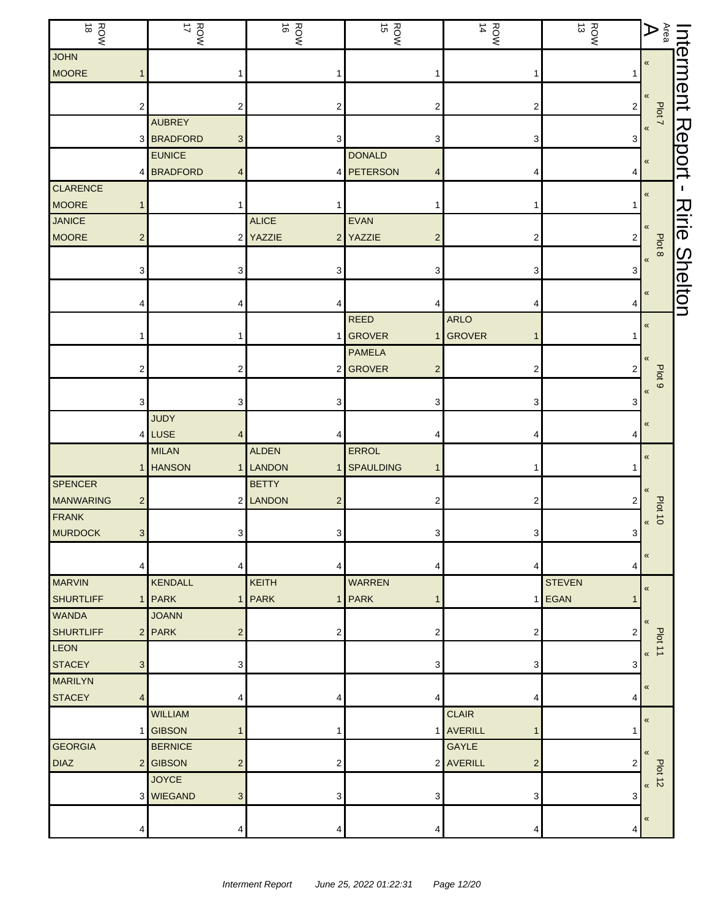# Interment Report - Ririe Shelton

| ROW 18 | ROW 17 | ROW 16 | ROW 15 | ROW 14 | ROW 13 | Area A |
|---|---|---|---|---|---|---|
| JOHN MOORE 1 | 1 | 1 | 1 | 1 | 1 | Plot 7 |
| 2 | 2 | 2 | 2 | 2 | 2 | |
| 3 | AUBREY BRADFORD 3 | 3 | 3 | 3 | 3 | |
| 4 | EUNICE BRADFORD 4 | 4 | DONALD PETERSON 4 | 4 | 4 | |
| CLARENCE MOORE 1 | 1 | 1 | 1 | 1 | 1 | Plot 8 |
| JANICE MOORE 2 | 2 | ALICE YAZZIE 2 | EVAN YAZZIE 2 | 2 | 2 | |
| 3 | 3 | 3 | 3 | 3 | 3 | |
| 4 | 4 | 4 | 4 | 4 | 4 | |
| 1 | 1 | 1 | REED GROVER 1 | ARLO GROVER 1 | 1 | Plot 9 |
| 2 | 2 | 2 | PAMELA GROVER 2 | 2 | 2 | |
| 3 | 3 | 3 | 3 | 3 | 3 | |
| 4 | JUDY LUSE 4 | 4 | 4 | 4 | 4 | |
| 1 | MILAN HANSON 1 | ALDEN LANDON 1 | ERROL SPAULDING 1 | 1 | 1 | Plot 10 |
| SPENCER MANWARING 2 | 2 | BETTY LANDON 2 | 2 | 2 | 2 | |
| FRANK MURDOCK 3 | 3 | 3 | 3 | 3 | 3 | |
| 4 | 4 | 4 | 4 | 4 | 4 | |
| MARVIN SHURTLIFF 1 | KENDALL PARK 1 | KEITH PARK 1 | WARREN PARK 1 | 1 | STEVEN EGAN 1 | Plot 11 |
| WANDA SHURTLIFF 2 | JOANN PARK 2 | 2 | 2 | 2 | 2 | |
| LEON STACEY 3 | 3 | | 3 | 3 | 3 | |
| MARILYN STACEY 4 | 4 | 4 | 4 | 4 | 4 | |
| 1 | WILLIAM GIBSON 1 | 1 | 1 | CLAIR AVERILL 1 | 1 | Plot 12 |
| GEORGIA DIAZ 2 | BERNICE GIBSON 2 | 2 | 2 | GAYLE AVERILL 2 | 2 | |
| 3 | JOYCE WIEGAND 3 | 3 | 3 | 3 | 3 | |
| 4 | 4 | 4 | 4 | 4 | 4 | |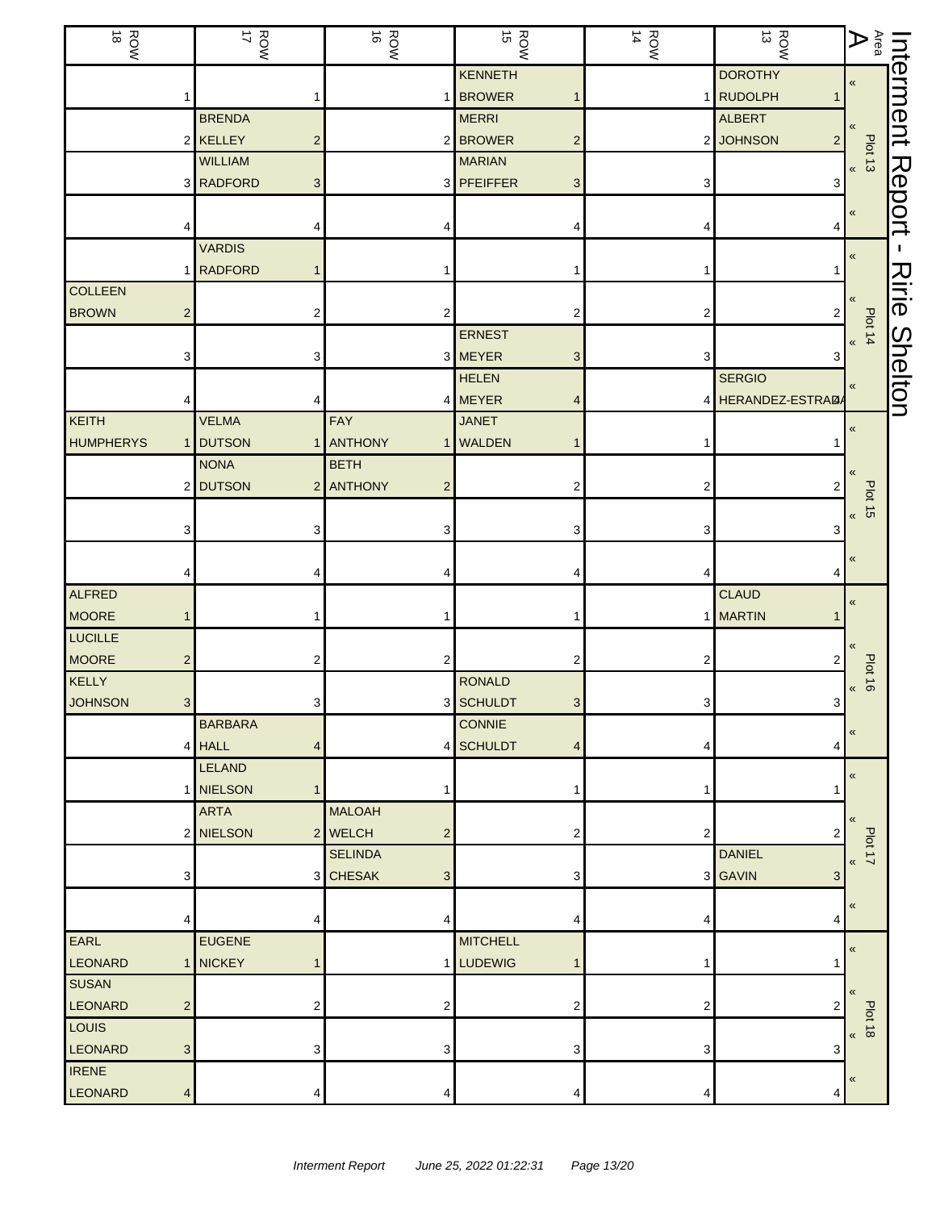# Interment Report - Ririe Shelton

| Area A | ROW 13 | ROW 14 | ROW 15 | ROW 16 | ROW 17 | ROW 18 |
|---|---|---|---|---|---|---|
| Plot 13 « 1 | DOROTHY RUDOLPH 1 | 1 | KENNETH BROWER 1 | 1 | 1 | 1 |
| « 2 | ALBERT JOHNSON 2 | 2 | MERRI BROWER 2 | 2 | BRENDA KELLEY 2 | 2 |
| « 3 | 3 | 3 | MARIAN PFEIFFER 3 | 3 | WILLIAM RADFORD 3 | 3 |
| « 4 | 4 | 4 | 4 | 4 | 4 | 4 |
| Plot 14 « 1 | 1 | 1 | 1 | 1 | VARDIS RADFORD 1 | 1 |
| « 2 | 2 | 2 | 2 | 2 | 2 | COLLEEN BROWN 2 |
| « 3 | 3 | 3 | ERNEST MEYER 3 | 3 | 3 | 3 |
| « 4 | SERGIO HERANDEZ-ESTRADA 4 | 4 | HELEN MEYER 4 | 4 | 4 | 4 |
| Plot 15 « 1 | 1 | 1 | JANET WALDEN 1 | FAY ANTHONY 1 | VELMA DUTSON 1 | KEITH HUMPHERYS 1 |
| « 2 | 2 | 2 | 2 | BETH ANTHONY 2 | NONA DUTSON 2 | 2 |
| « 3 | 3 | 3 | 3 | 3 | 3 | 3 |
| « 4 | 4 | 4 | 4 | 4 | 4 | 4 |
| Plot 16 « 1 | CLAUD MARTIN 1 | 1 | 1 | 1 | 1 | ALFRED MOORE 1 |
| « 2 | 2 | 2 | 2 | 2 | 2 | LUCILLE MOORE 2 |
| « 3 | 3 | 3 | RONALD SCHULDT 3 | 3 | 3 | KELLY JOHNSON 3 |
| « 4 | 4 | 4 | CONNIE SCHULDT 4 | 4 | BARBARA HALL 4 | 4 |
| Plot 17 « 1 | 1 | 1 | 1 | 1 | LELAND NIELSON 1 | 1 |
| « 2 | 2 | 2 | 2 | MALOAH WELCH 2 | ARTA NIELSON 2 | 2 |
| « 3 | DANIEL GAVIN 3 | 3 | 3 | SELINDA CHESAK 3 | 3 | 3 |
| « 4 | 4 | 4 | 4 | 4 | 4 | 4 |
| Plot 18 « 1 | 1 | 1 | MITCHELL LUDEWIG 1 | 1 | EUGENE NICKEY 1 | EARL LEONARD 1 |
| « 2 | 2 | 2 | 2 | 2 | 2 | SUSAN LEONARD 2 |
| « 3 | 3 | 3 | 3 | 3 | 3 | LOUIS LEONARD 3 |
| « 4 | 4 | 4 | 4 | 4 | 4 | IRENE LEONARD 4 |

Interment Report June 25, 2022 01:22:31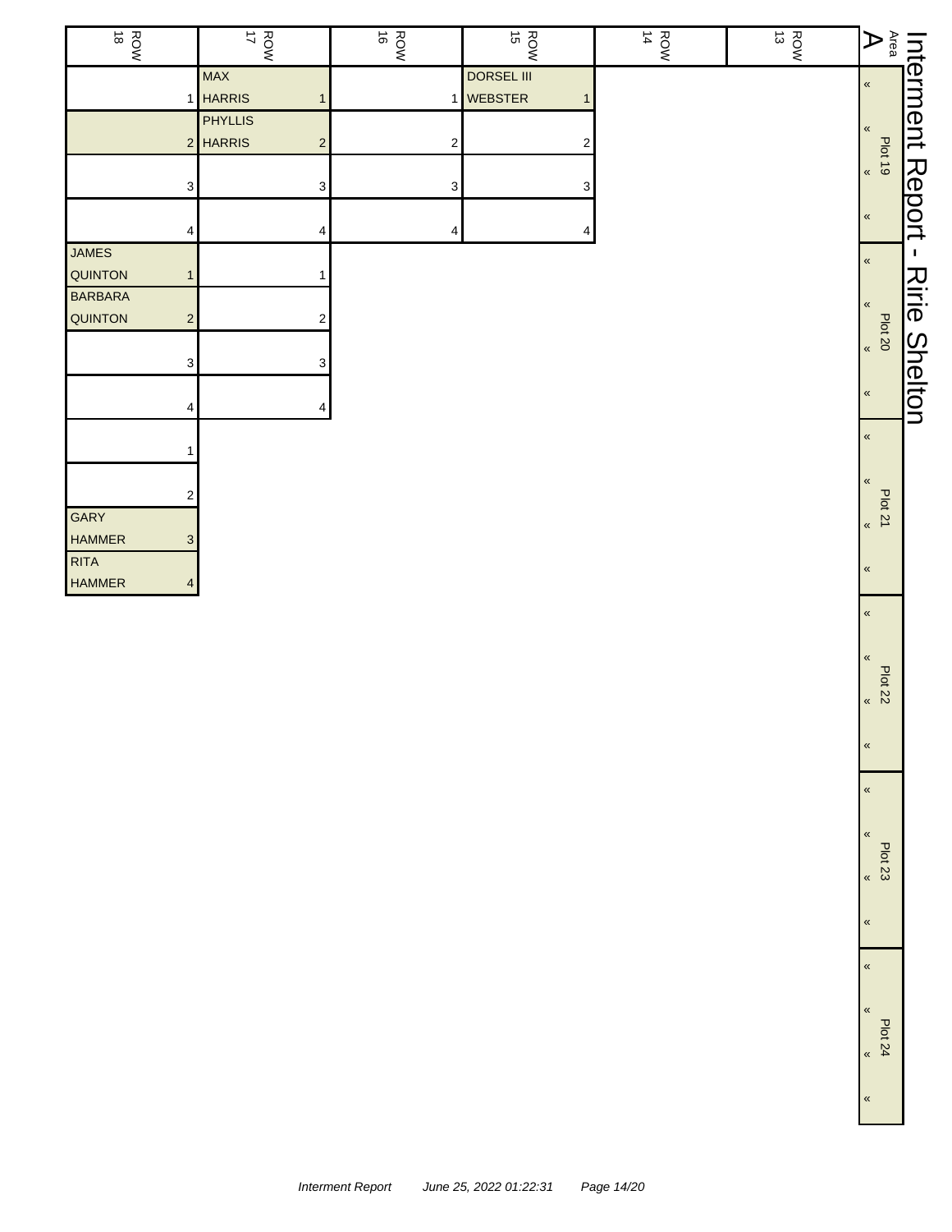# Interment Report - Ririe Shelton

**Area A**

| | ROW 18 | ROW 17 | ROW 16 | ROW 15 | ROW 14 | ROW 13 |
|---|---|---|---|---|---|---|
| Plot 19 | 1 | MAX HARRIS 1 | 1 | DORSEL III WEBSTER 1 | | |
| | 2 | PHYLLIS HARRIS 2 | 2 | 2 | | |
| | 3 | 3 | 3 | 3 | | |
| | 4 | 4 | 4 | 4 | | |
| Plot 20 | JAMES QUINTON 1 | 1 | | | | |
| | BARBARA QUINTON 2 | 2 | | | | |
| | 3 | 3 | | | | |
| | 4 | 4 | | | | |
| Plot 21 | 1 | | | | | |
| | 2 | | | | | |
| | GARY HAMMER 3 | | | | | |
| | RITA HAMMER 4 | | | | | |
| Plot 22 | | | | | | |
| Plot 23 | | | | | | |
| Plot 24 | | | | | | |

*Interment Report June 25, 2022 01:22:31*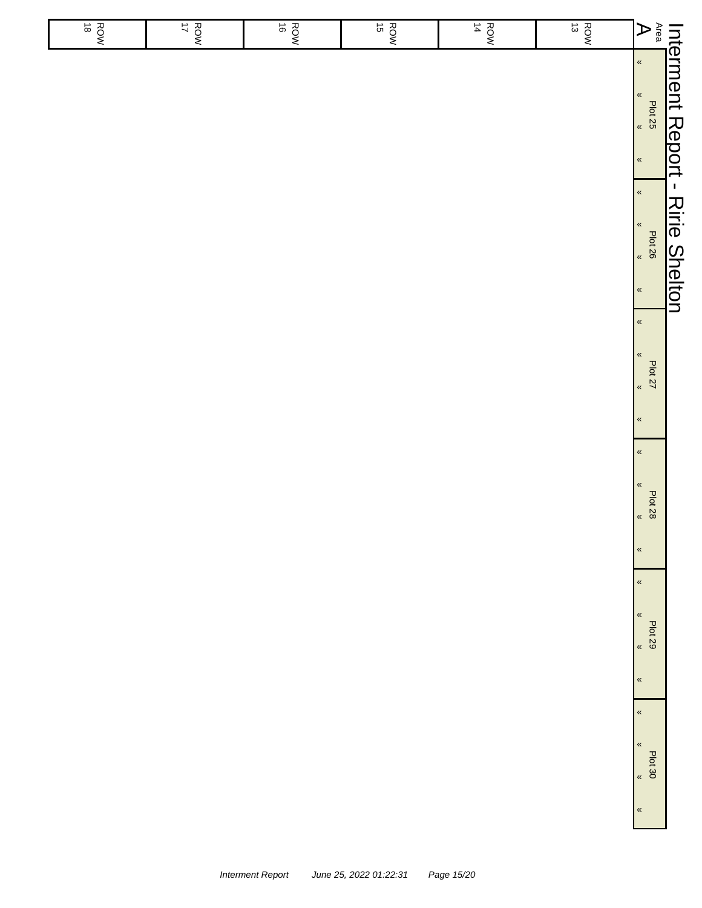# Interment Report - Ririe Shelton

| Area A | ROW 13 | ROW 14 | ROW 15 | ROW 16 | ROW 17 | ROW 18 |
|---|---|---|---|---|---|---|
| Plot 25 « « « « | | | | | | |
| Plot 26 « « « « | | | | | | |
| Plot 27 « « « « | | | | | | |
| Plot 28 « « « « | | | | | | |
| Plot 29 « « « « | | | | | | |
| Plot 30 « « « « | | | | | | |

*Interment Report June 25, 2022 01:22:31*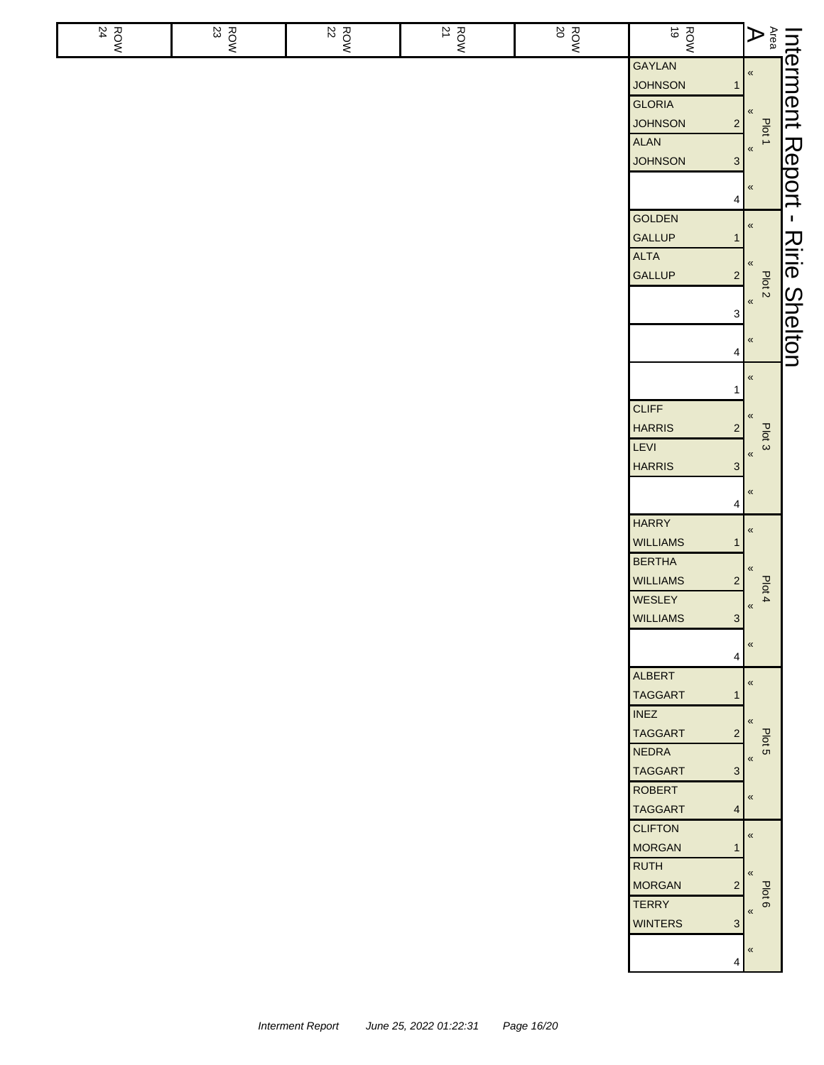# Interment Report - Ririe Shelton

Area A

| ROW 24 | ROW 23 | ROW 22 | ROW 21 | ROW 20 | ROW 19 | Plot |
|---|---|---|---|---|---|---|
| | | | | | GAYLAN JOHNSON 1 | Plot 1 |
| | | | | | GLORIA JOHNSON 2 | Plot 1 |
| | | | | | ALAN JOHNSON 3 | Plot 1 |
| | | | | | 4 | Plot 1 |
| | | | | | GOLDEN GALLUP 1 | Plot 2 |
| | | | | | ALTA GALLUP 2 | Plot 2 |
| | | | | | 3 | Plot 2 |
| | | | | | 4 | Plot 2 |
| | | | | | 1 | Plot 3 |
| | | | | | CLIFF HARRIS 2 | Plot 3 |
| | | | | | LEVI HARRIS 3 | Plot 3 |
| | | | | | 4 | Plot 3 |
| | | | | | HARRY WILLIAMS 1 | Plot 4 |
| | | | | | BERTHA WILLIAMS 2 | Plot 4 |
| | | | | | WESLEY WILLIAMS 3 | Plot 4 |
| | | | | | 4 | Plot 4 |
| | | | | | ALBERT TAGGART 1 | Plot 5 |
| | | | | | INEZ TAGGART 2 | Plot 5 |
| | | | | | NEDRA TAGGART 3 | Plot 5 |
| | | | | | ROBERT TAGGART 4 | Plot 5 |
| | | | | | CLIFTON MORGAN 1 | Plot 6 |
| | | | | | RUTH MORGAN 2 | Plot 6 |
| | | | | | TERRY WINTERS 3 | Plot 6 |
| | | | | | 4 | Plot 6 |

*Interment Report June 25, 2022 01:22:31*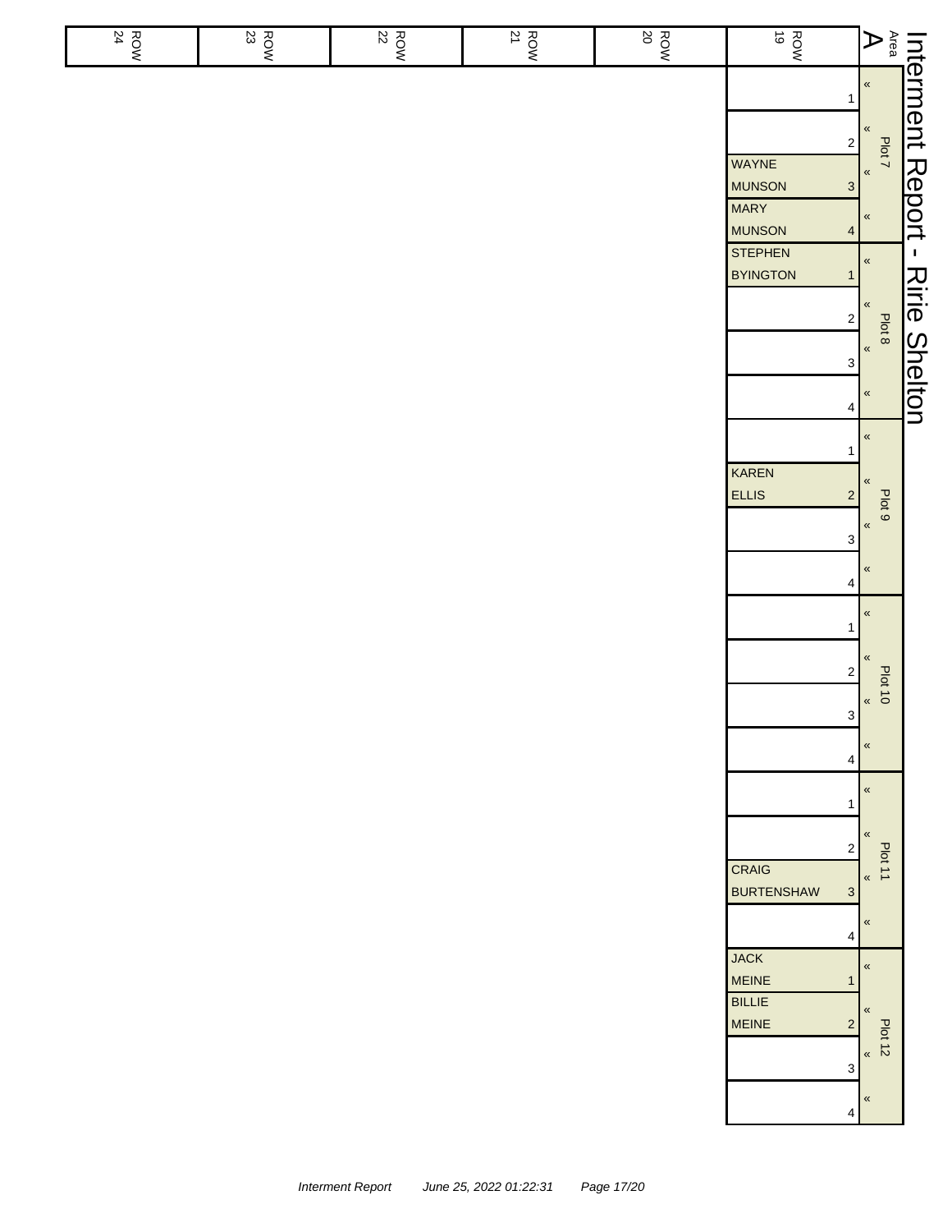# Interment Report - Ririe Shelton

| Area A | ROW 19 | ROW 20 | ROW 21 | ROW 22 | ROW 23 | ROW 24 |
|---|---|---|---|---|---|---|
| Plot 7 « | 1 | | | | | |
| « | 2 | | | | | |
| « | WAYNE MUNSON 3 | | | | | |
| « | MARY MUNSON 4 | | | | | |
| Plot 8 « | STEPHEN BYINGTON 1 | | | | | |
| « | 2 | | | | | |
| « | 3 | | | | | |
| « | 4 | | | | | |
| Plot 9 « | 1 | | | | | |
| « | KAREN ELLIS 2 | | | | | |
| « | 3 | | | | | |
| « | 4 | | | | | |
| Plot 10 « | 1 | | | | | |
| « | 2 | | | | | |
| « | 3 | | | | | |
| « | 4 | | | | | |
| Plot 11 « | 1 | | | | | |
| « | 2 | | | | | |
| « | CRAIG BURTENSHAW 3 | | | | | |
| « | 4 | | | | | |
| Plot 12 « | JACK MEINE 1 | | | | | |
| « | BILLIE MEINE 2 | | | | | |
| « | 3 | | | | | |
| « | 4 | | | | | |

*Interment Report June 25, 2022 01:22:31*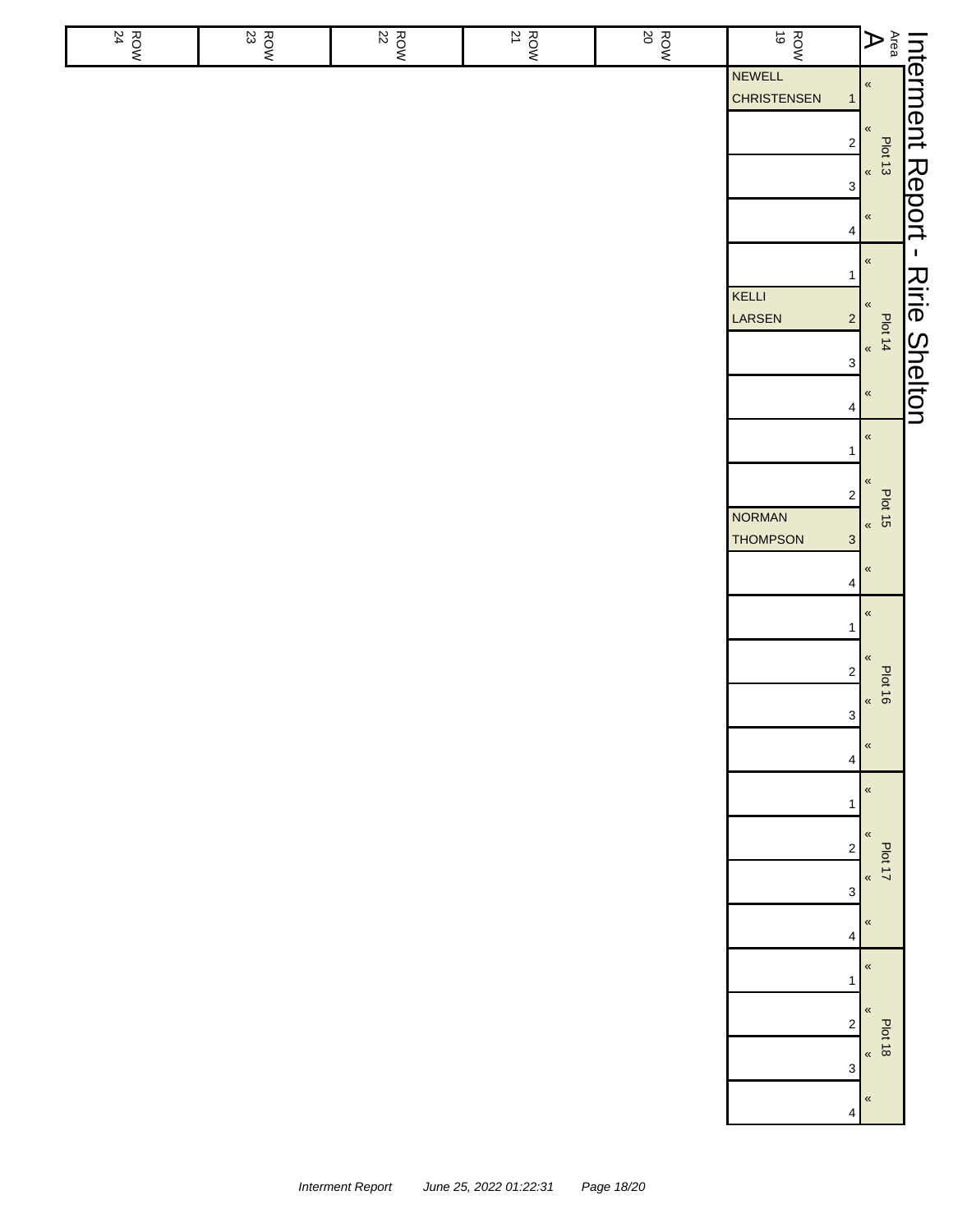# Interment Report - Ririe Shelton

Area A

| Plot | Space | ROW 19 | ROW 20 | ROW 21 | ROW 22 | ROW 23 | ROW 24 |
|---|---|---|---|---|---|---|---|
| Plot 13 | 1 | NEWELL CHRISTENSEN | | | | | |
| Plot 13 | 2 | | | | | | |
| Plot 13 | 3 | | | | | | |
| Plot 13 | 4 | | | | | | |
| Plot 14 | 1 | | | | | | |
| Plot 14 | 2 | KELLI LARSEN | | | | | |
| Plot 14 | 3 | | | | | | |
| Plot 14 | 4 | | | | | | |
| Plot 15 | 1 | | | | | | |
| Plot 15 | 2 | | | | | | |
| Plot 15 | 3 | NORMAN THOMPSON | | | | | |
| Plot 15 | 4 | | | | | | |
| Plot 16 | 1 | | | | | | |
| Plot 16 | 2 | | | | | | |
| Plot 16 | 3 | | | | | | |
| Plot 16 | 4 | | | | | | |
| Plot 17 | 1 | | | | | | |
| Plot 17 | 2 | | | | | | |
| Plot 17 | 3 | | | | | | |
| Plot 17 | 4 | | | | | | |
| Plot 18 | 1 | | | | | | |
| Plot 18 | 2 | | | | | | |
| Plot 18 | 3 | | | | | | |
| Plot 18 | 4 | | | | | | |

*Interment Report June 25, 2022 01:22:31*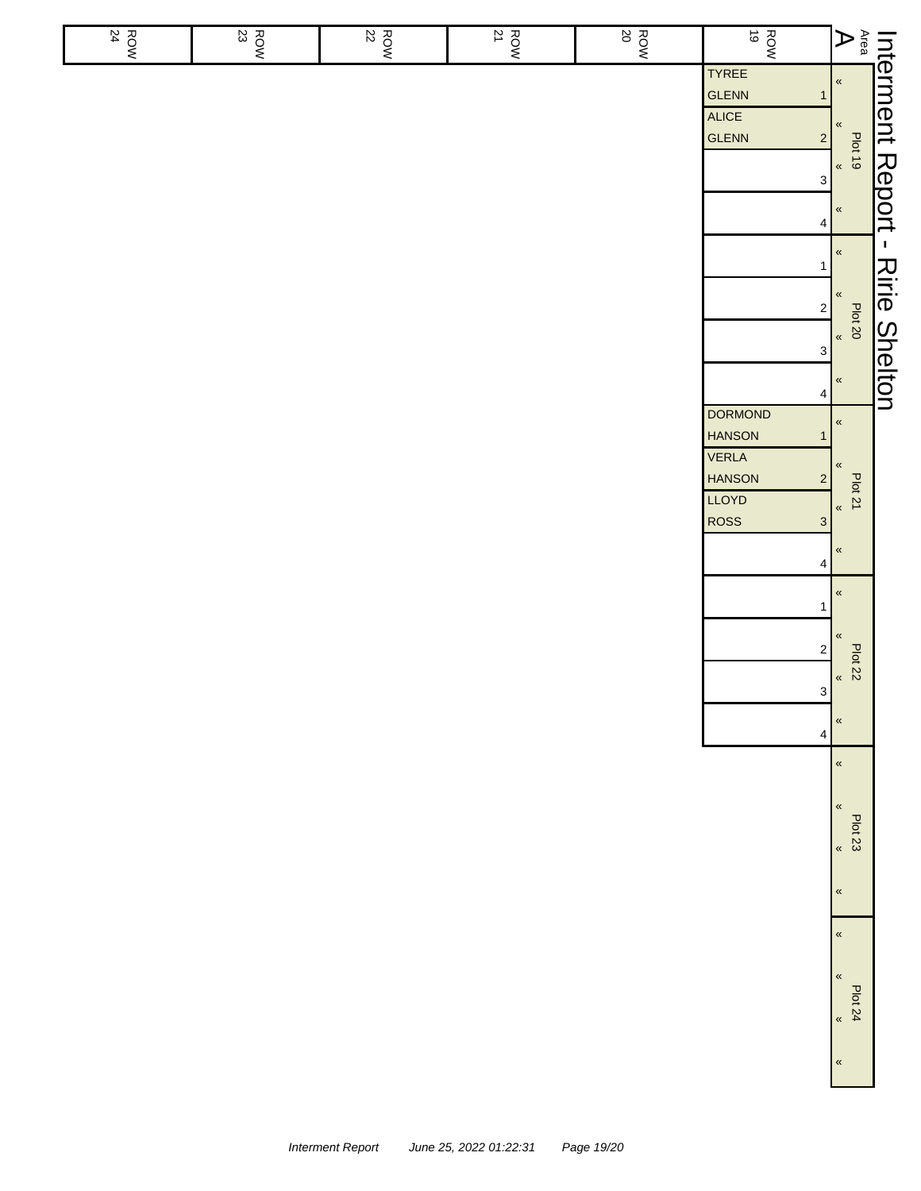# Interment Report - Ririe Shelton

Area A

| Plot | Space | ROW 19 | ROW 20 | ROW 21 | ROW 22 | ROW 23 | ROW 24 |
|---|---|---|---|---|---|---|---|
| Plot 19 | 1 | TYREE GLENN | | | | | |
| | 2 | ALICE GLENN | | | | | |
| | 3 | | | | | | |
| | 4 | | | | | | |
| Plot 20 | 1 | | | | | | |
| | 2 | | | | | | |
| | 3 | | | | | | |
| | 4 | | | | | | |
| Plot 21 | 1 | DORMOND HANSON | | | | | |
| | 2 | VERLA HANSON | | | | | |
| | 3 | LLOYD ROSS | | | | | |
| | 4 | | | | | | |
| Plot 22 | 1 | | | | | | |
| | 2 | | | | | | |
| | 3 | | | | | | |
| | 4 | | | | | | |
| Plot 23 | | | | | | | |
| Plot 24 | | | | | | | |

*Interment Report June 25, 2022 01:22:31*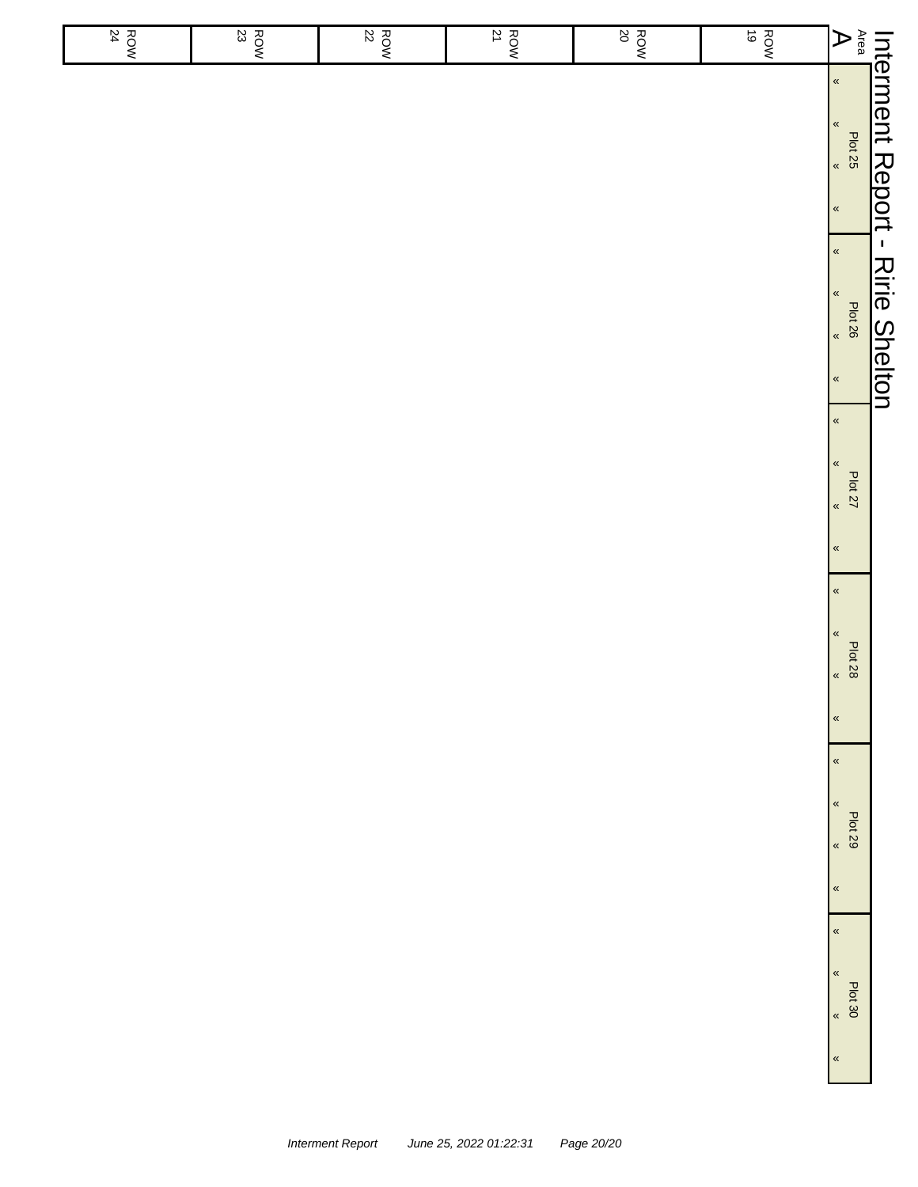# Interment Report - Ririe Shelton

| Area A | ROW 19 | ROW 20 | ROW 21 | ROW 22 | ROW 23 | ROW 24 |
|---|---|---|---|---|---|---|
| Plot 25 « « « « | | | | | | |
| Plot 26 « « « « | | | | | | |
| Plot 27 « « « « | | | | | | |
| Plot 28 « « « « | | | | | | |
| Plot 29 « « « « | | | | | | |
| Plot 30 « « « « | | | | | | |